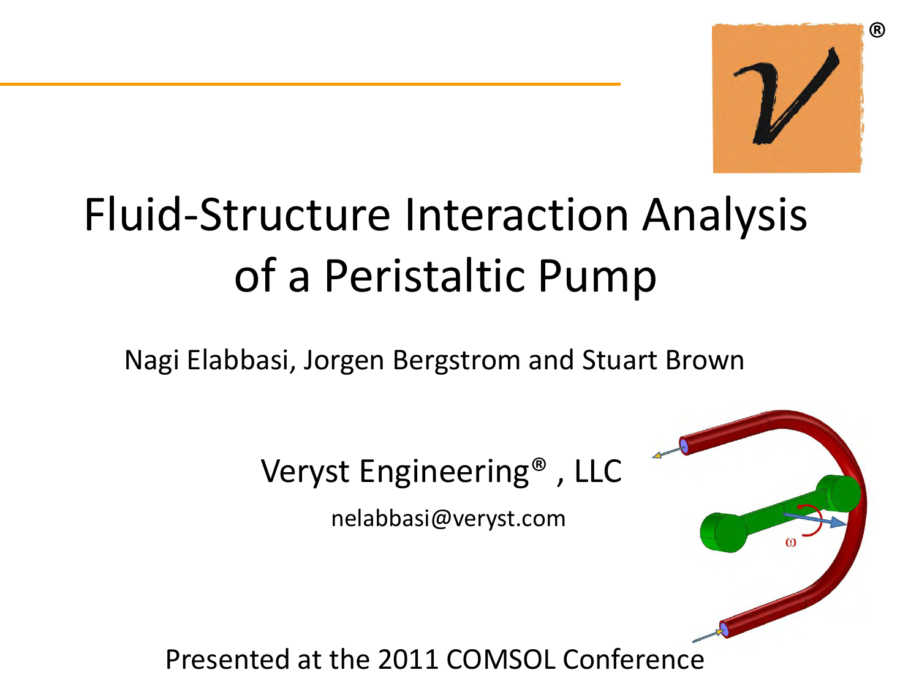# Fluid-Structure Interaction Analysis of a Peristaltic Pump

Nagi Elabbasi, Jorgen Bergstrom and Stuart Brown

Veryst Engineering®, LLC

nelabbasi@veryst.com

Presented at the 2011 COMSOL Conference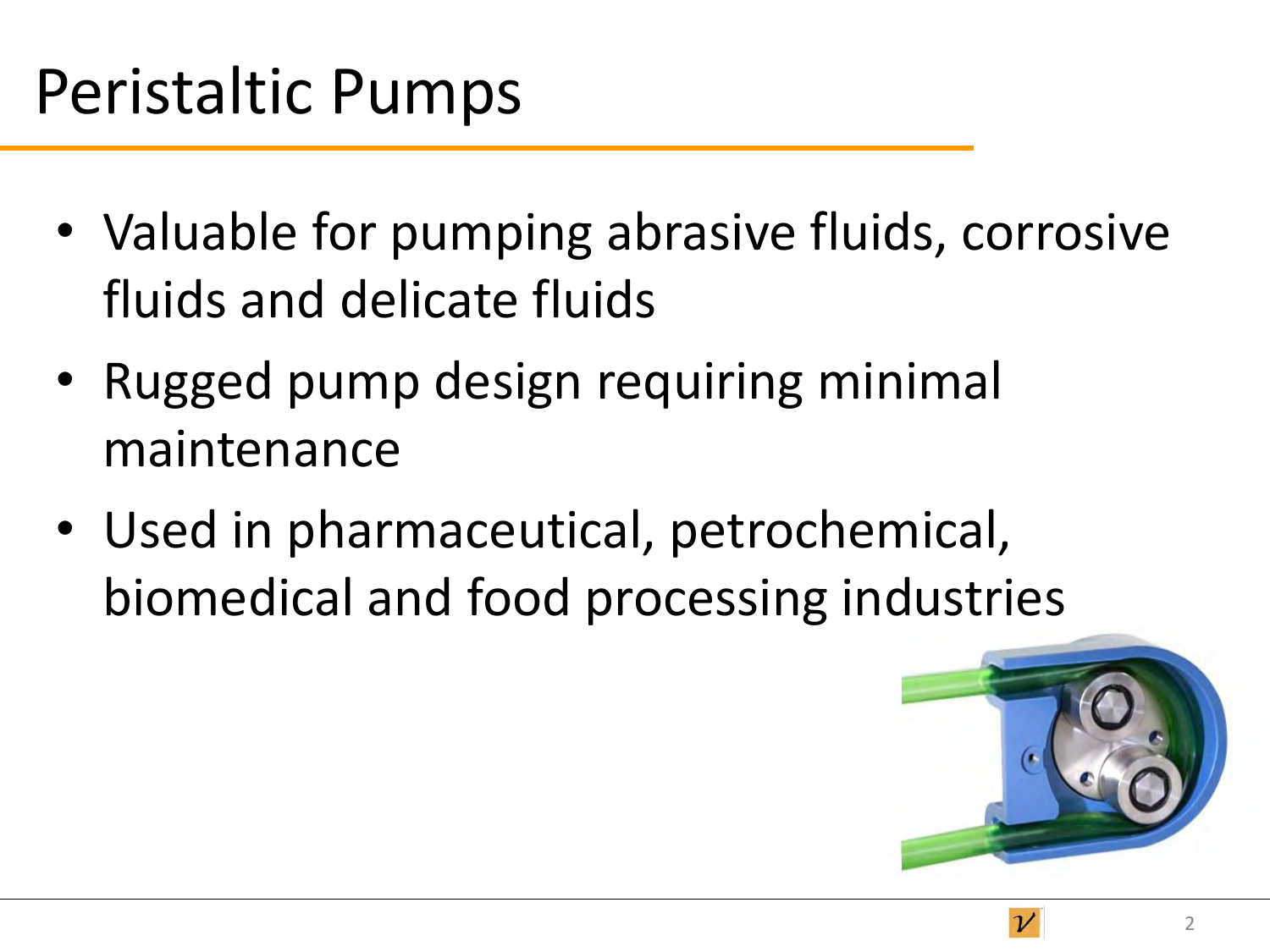# Peristaltic Pumps

- Valuable for pumping abrasive fluids, corrosive fluids and delicate fluids
- Rugged pump design requiring minimal maintenance
- Used in pharmaceutical, petrochemical, biomedical and food processing industries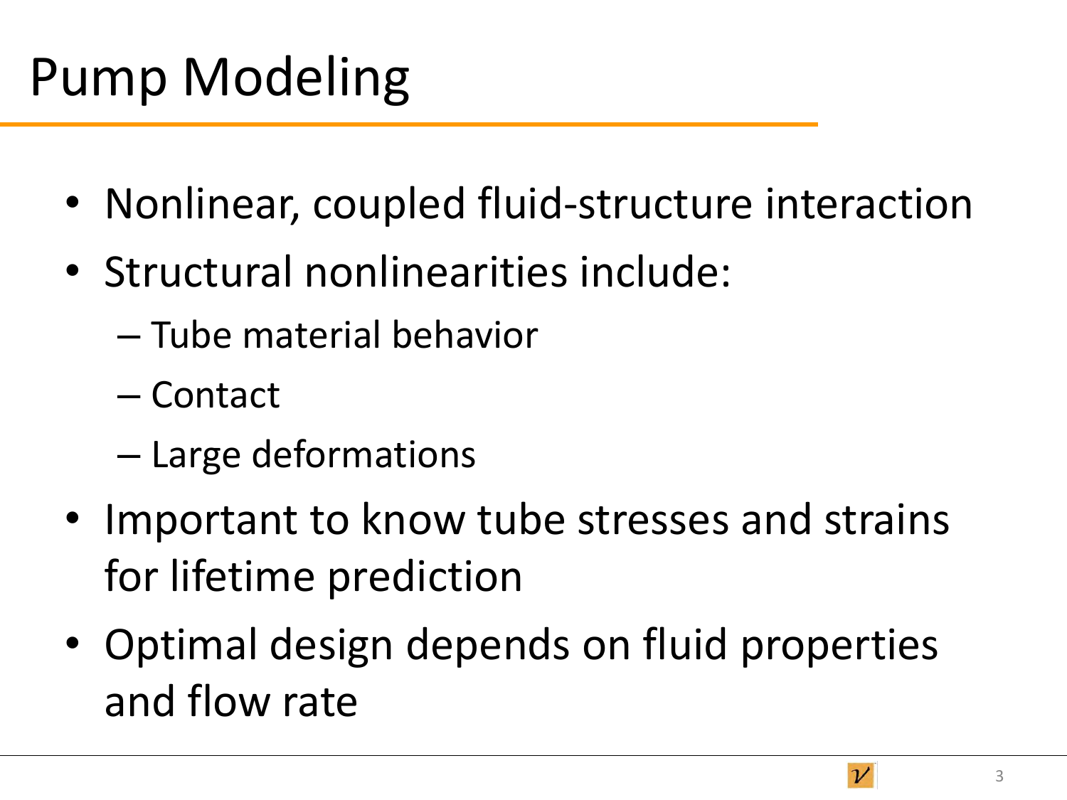# Pump Modeling

- Nonlinear, coupled fluid-structure interaction
- Structural nonlinearities include:
  - Tube material behavior
  - Contact
  - Large deformations
- Important to know tube stresses and strains for lifetime prediction
- Optimal design depends on fluid properties and flow rate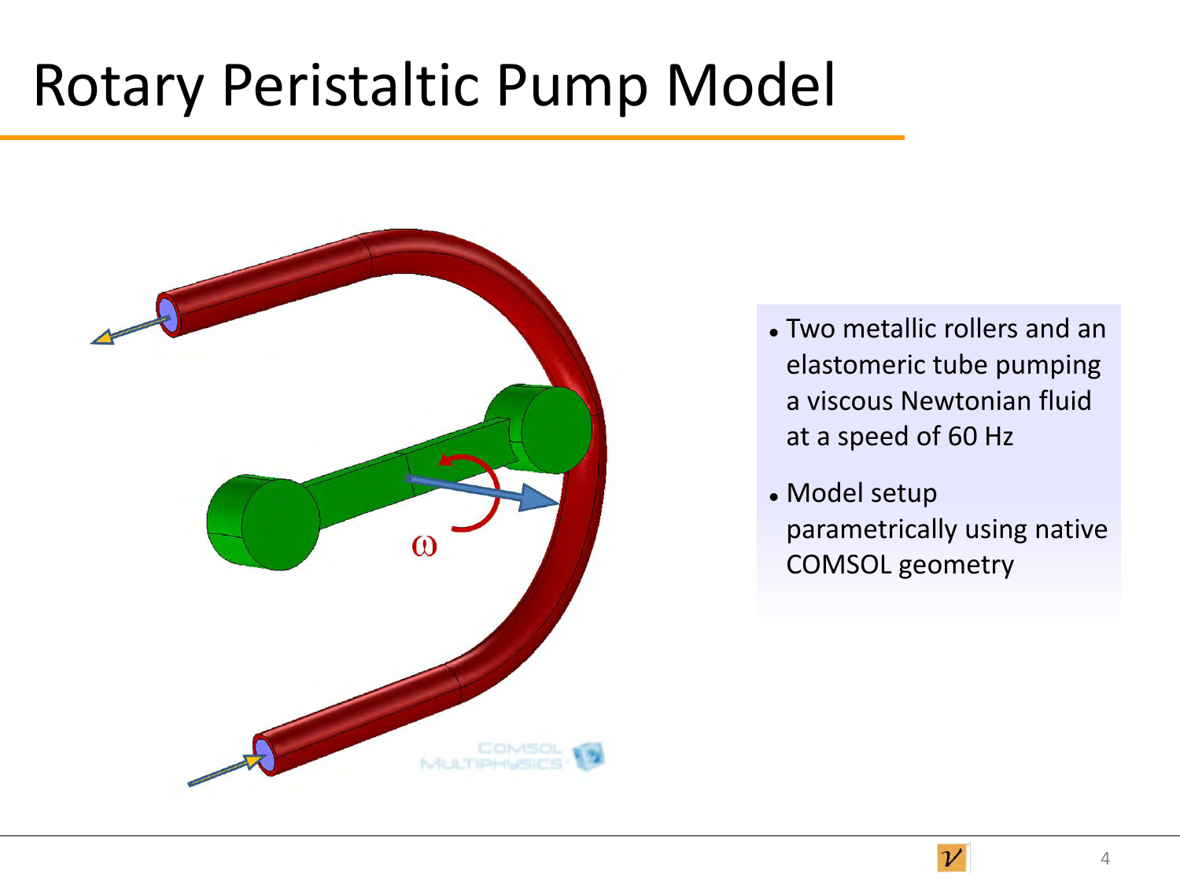# Rotary Peristaltic Pump Model

- Two metallic rollers and an elastomeric tube pumping a viscous Newtonian fluid at a speed of 60 Hz
- Model setup parametrically using native COMSOL geometry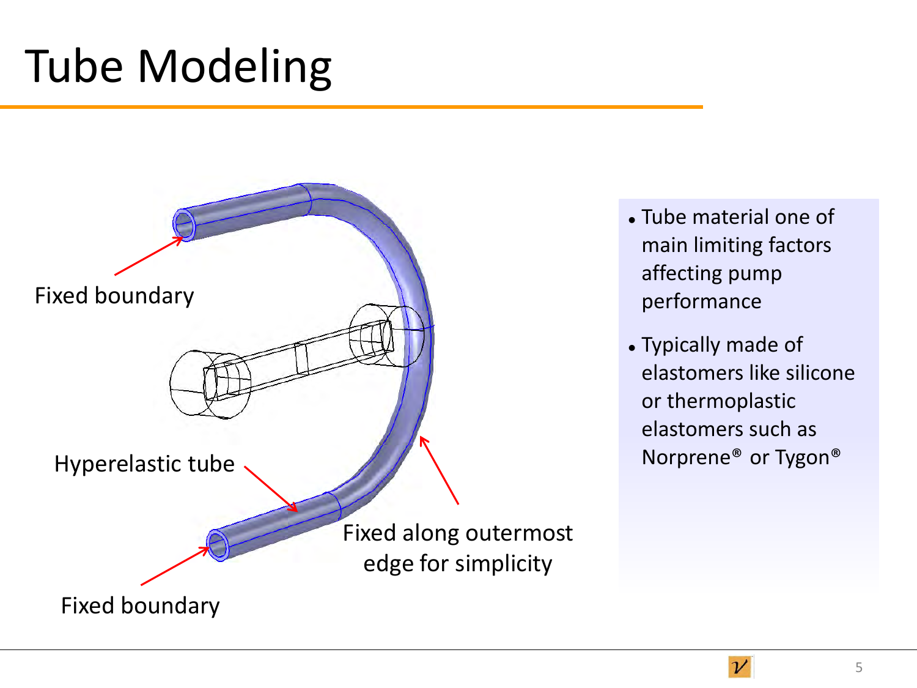# Tube Modeling

Fixed boundary

Hyperelastic tube

Fixed along outermost edge for simplicity

Fixed boundary

- Tube material one of main limiting factors affecting pump performance
- Typically made of elastomers like silicone or thermoplastic elastomers such as Norprene® or Tygon®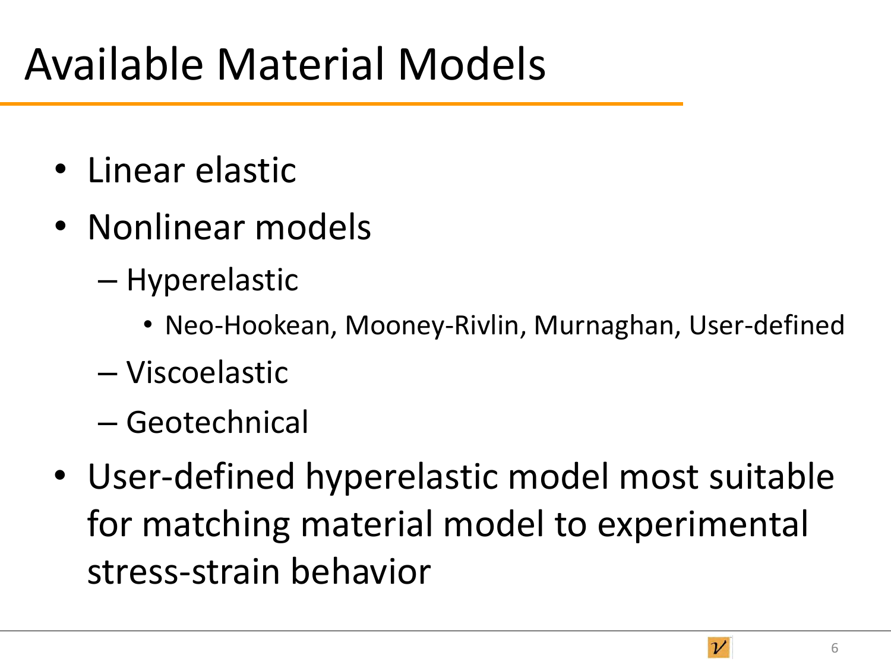# Available Material Models

- Linear elastic
- Nonlinear models
  - Hyperelastic
    - Neo-Hookean, Mooney-Rivlin, Murnaghan, User-defined
  - Viscoelastic
  - Geotechnical
- User-defined hyperelastic model most suitable for matching material model to experimental stress-strain behavior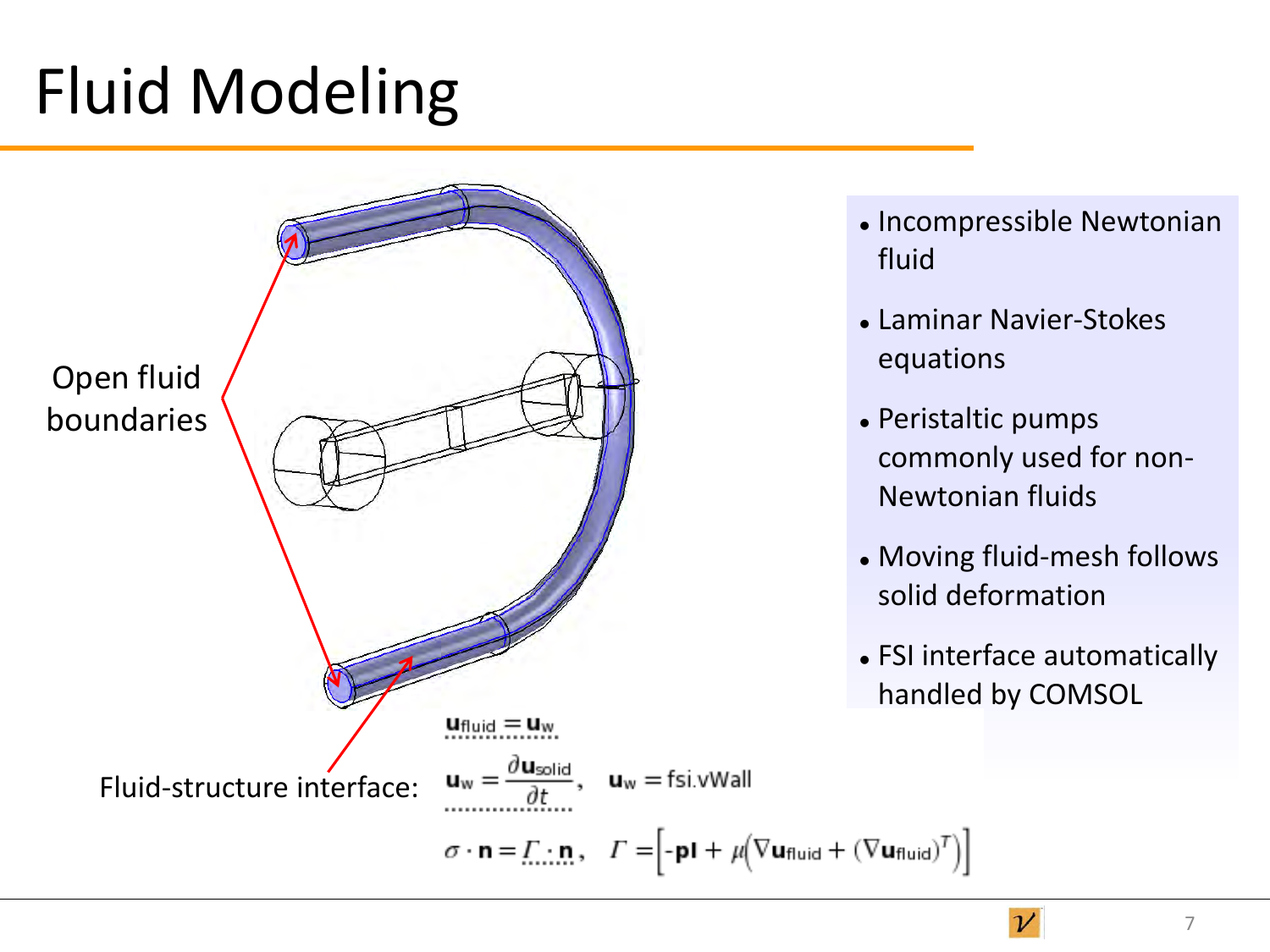# Fluid Modeling

Open fluid boundaries

Fluid-structure interface:

$$\mathbf{u}_{\text{fluid}} = \mathbf{u}_{\text{w}}$$

$$\mathbf{u}_{\text{w}} = \frac{\partial \mathbf{u}_{\text{solid}}}{\partial t}, \quad \mathbf{u}_{\text{w}} = \text{fsi.vWall}$$

$$\sigma \cdot \mathbf{n} = \Gamma \cdot \mathbf{n}, \quad \Gamma = \left[ -p\mathbf{I} + \mu\left(\nabla \mathbf{u}_{\text{fluid}} + (\nabla \mathbf{u}_{\text{fluid}})^T\right)\right]$$

- Incompressible Newtonian fluid
- Laminar Navier-Stokes equations
- Peristaltic pumps commonly used for non-Newtonian fluids
- Moving fluid-mesh follows solid deformation
- FSI interface automatically handled by COMSOL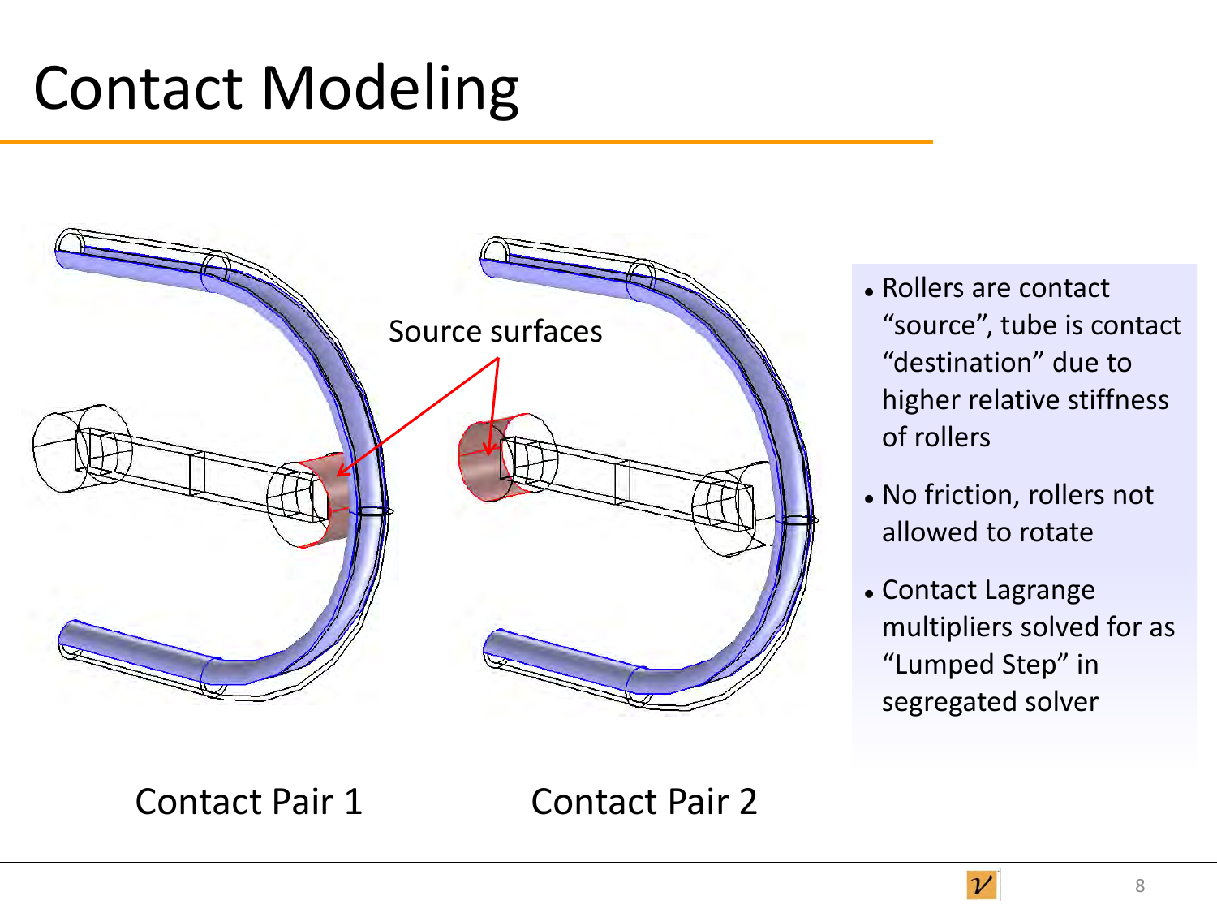# Contact Modeling

Source surfaces

Contact Pair 1

Contact Pair 2

- Rollers are contact "source", tube is contact "destination" due to higher relative stiffness of rollers
- No friction, rollers not allowed to rotate
- Contact Lagrange multipliers solved for as "Lumped Step" in segregated solver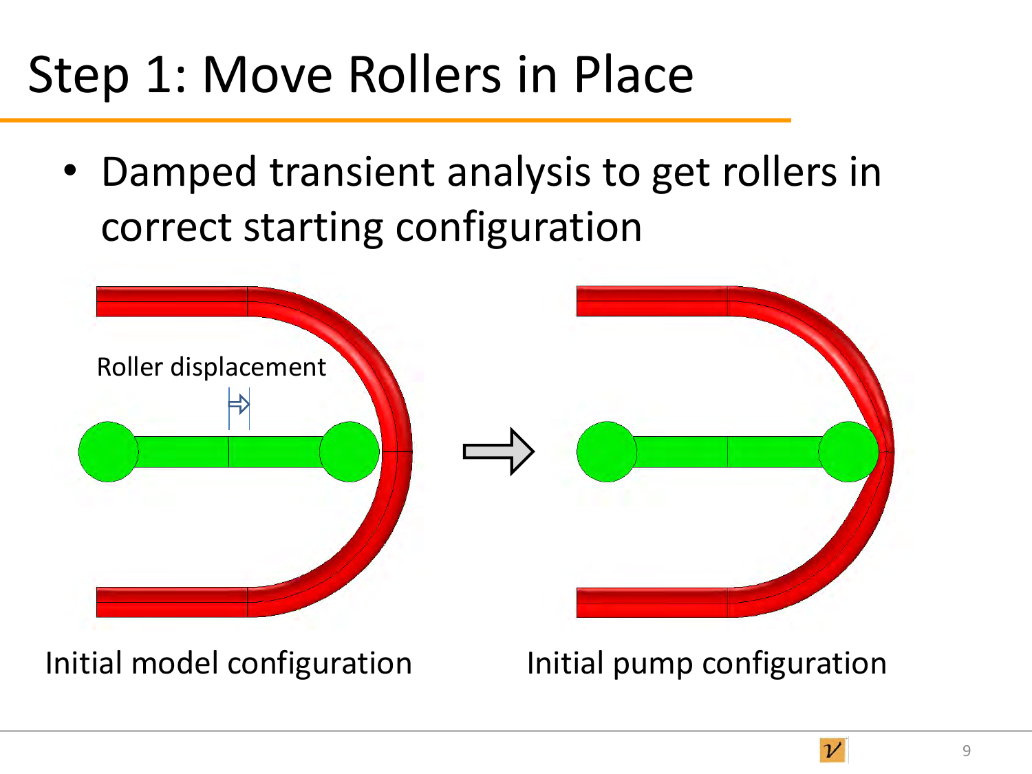# Step 1: Move Rollers in Place

- Damped transient analysis to get rollers in correct starting configuration

Roller displacement

Initial model configuration

Initial pump configuration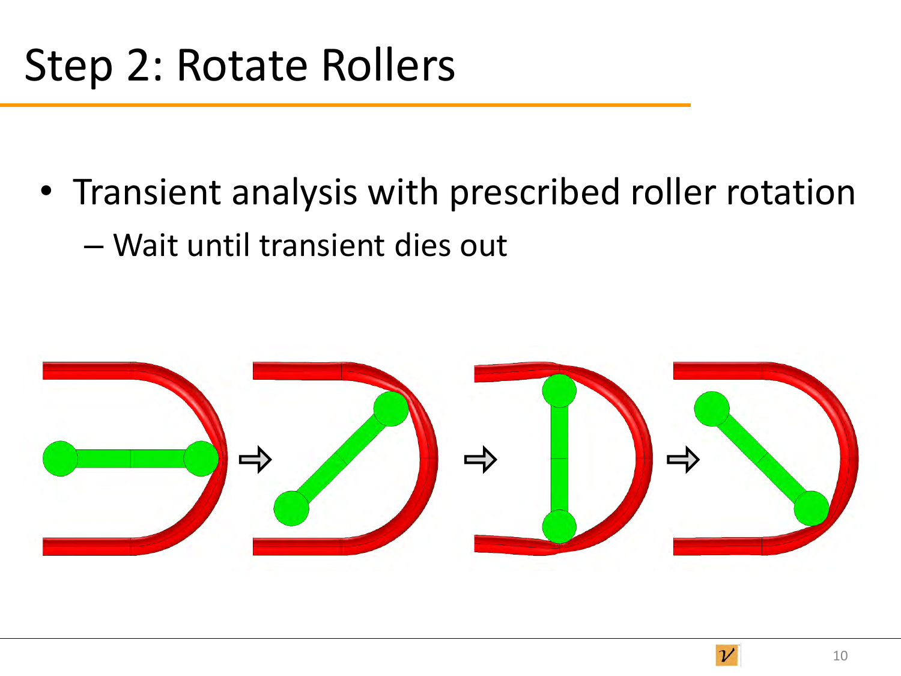# Step 2: Rotate Rollers

- Transient analysis with prescribed roller rotation
  - Wait until transient dies out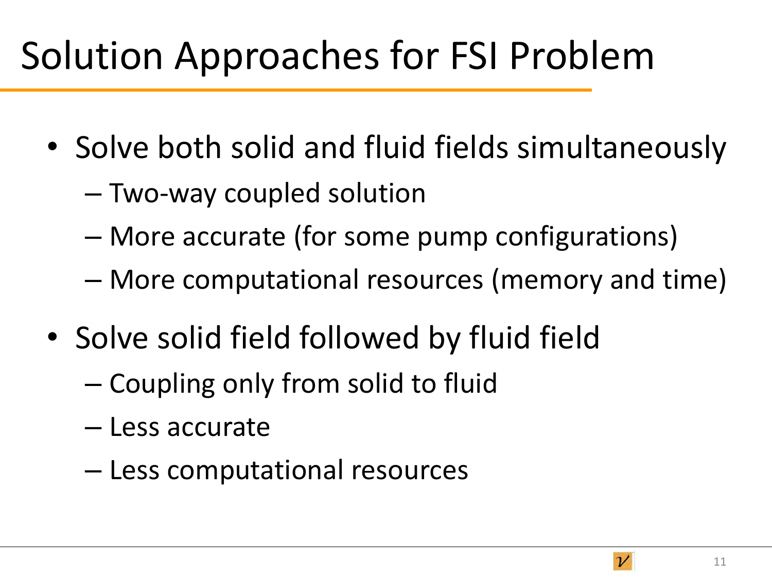# Solution Approaches for FSI Problem

- Solve both solid and fluid fields simultaneously
  - Two-way coupled solution
  - More accurate (for some pump configurations)
  - More computational resources (memory and time)
- Solve solid field followed by fluid field
  - Coupling only from solid to fluid
  - Less accurate
  - Less computational resources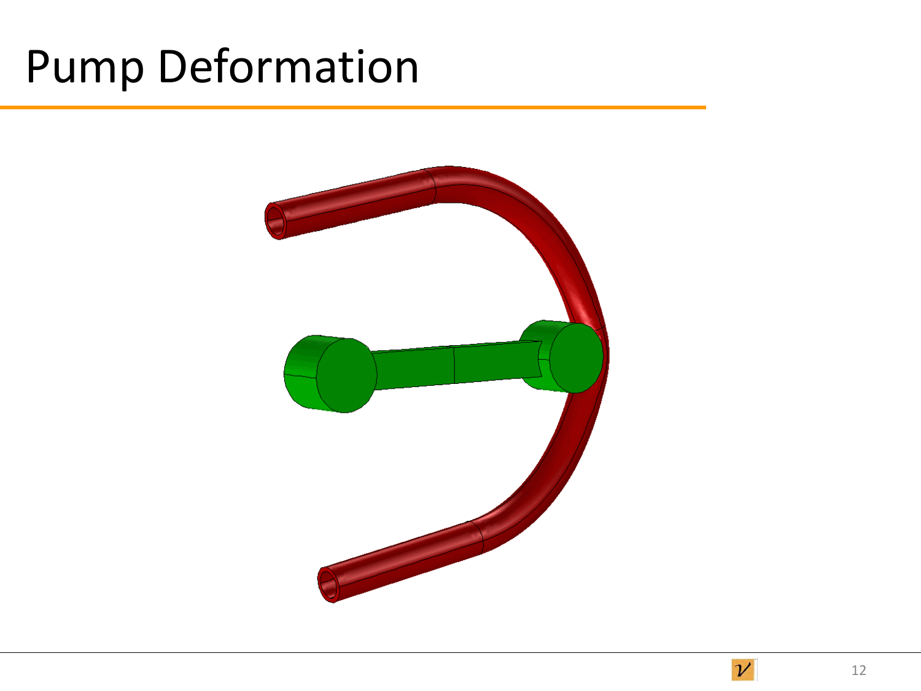# Pump Deformation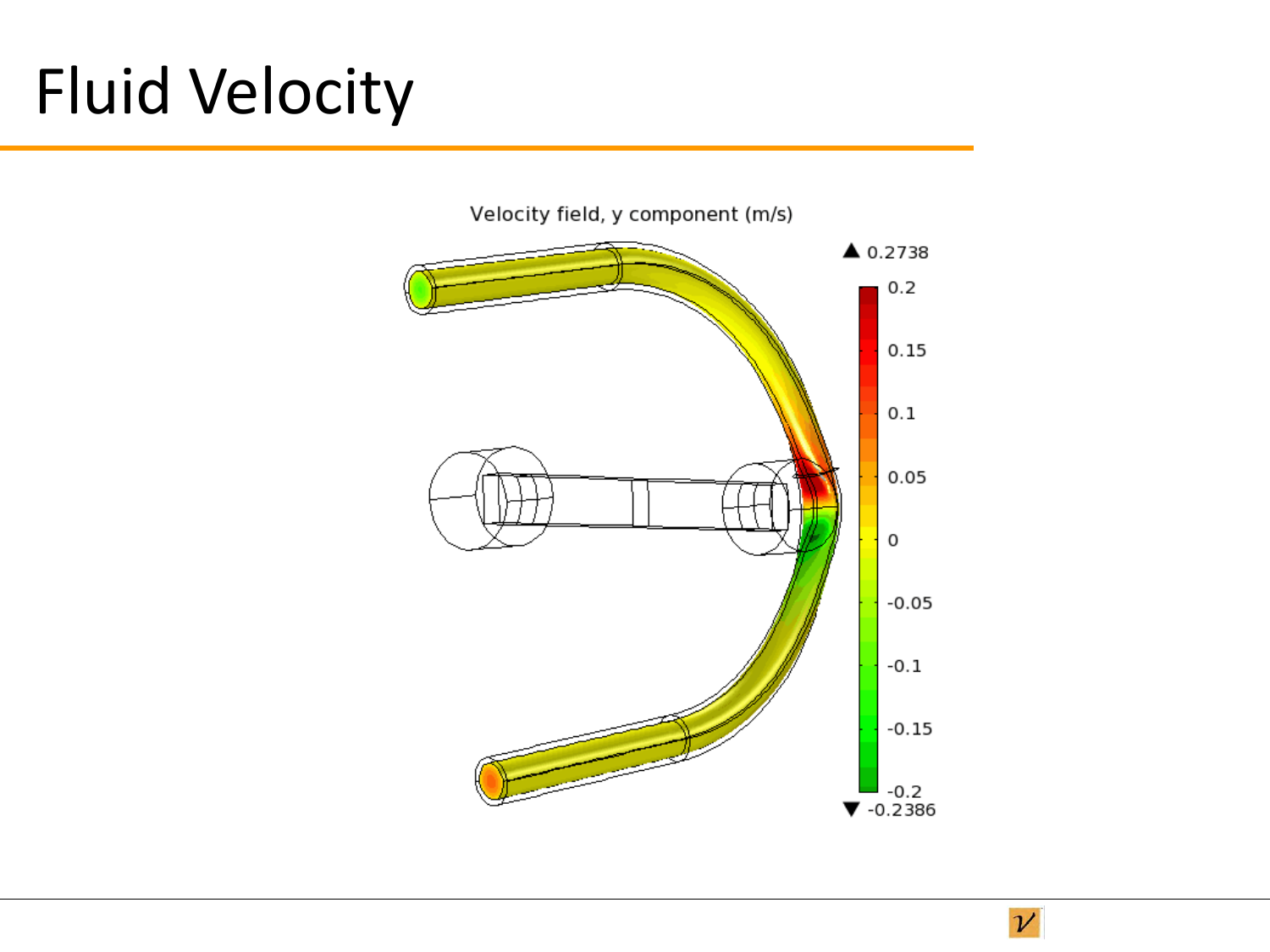# Fluid Velocity

Velocity field, y component (m/s)

▲ 0.2738

0.2
0.15
0.1
0.05
0
-0.05
-0.1
-0.15
-0.2

▼ -0.2386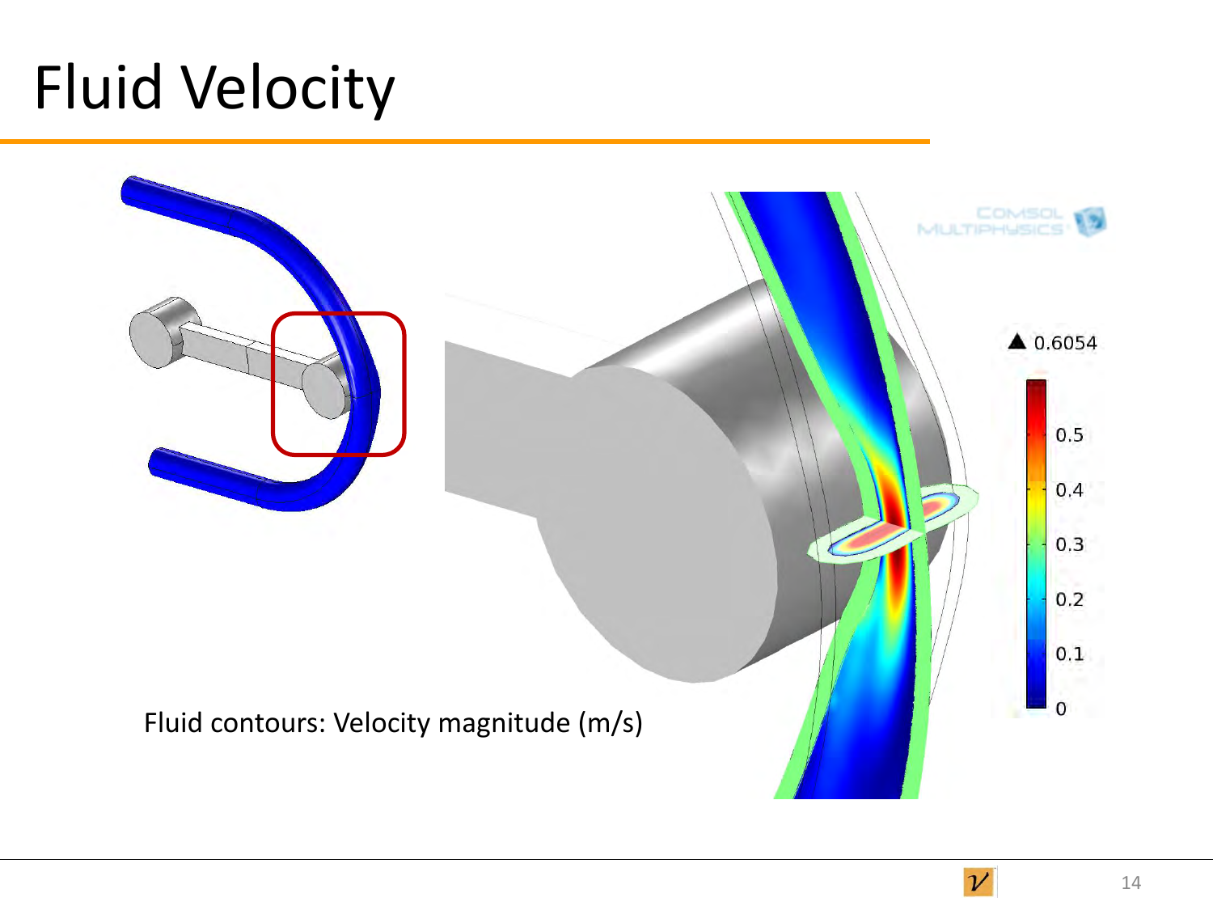# Fluid Velocity

Fluid contours: Velocity magnitude (m/s)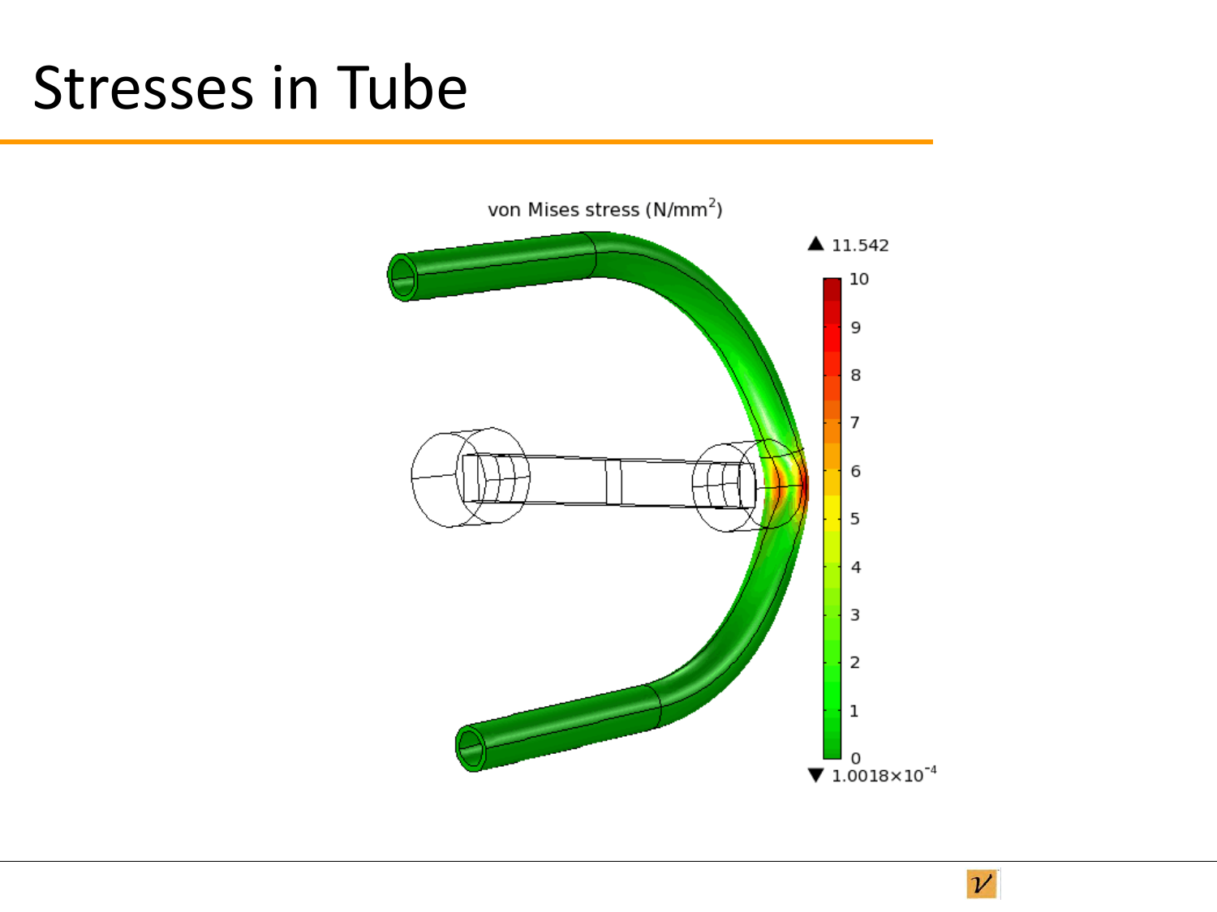# Stresses in Tube

von Mises stress (N/mm$^2$)

▲ 11.542

10
9
8
7
6
5
4
3
2
1
0

▼ $1.0018\times10^{-4}$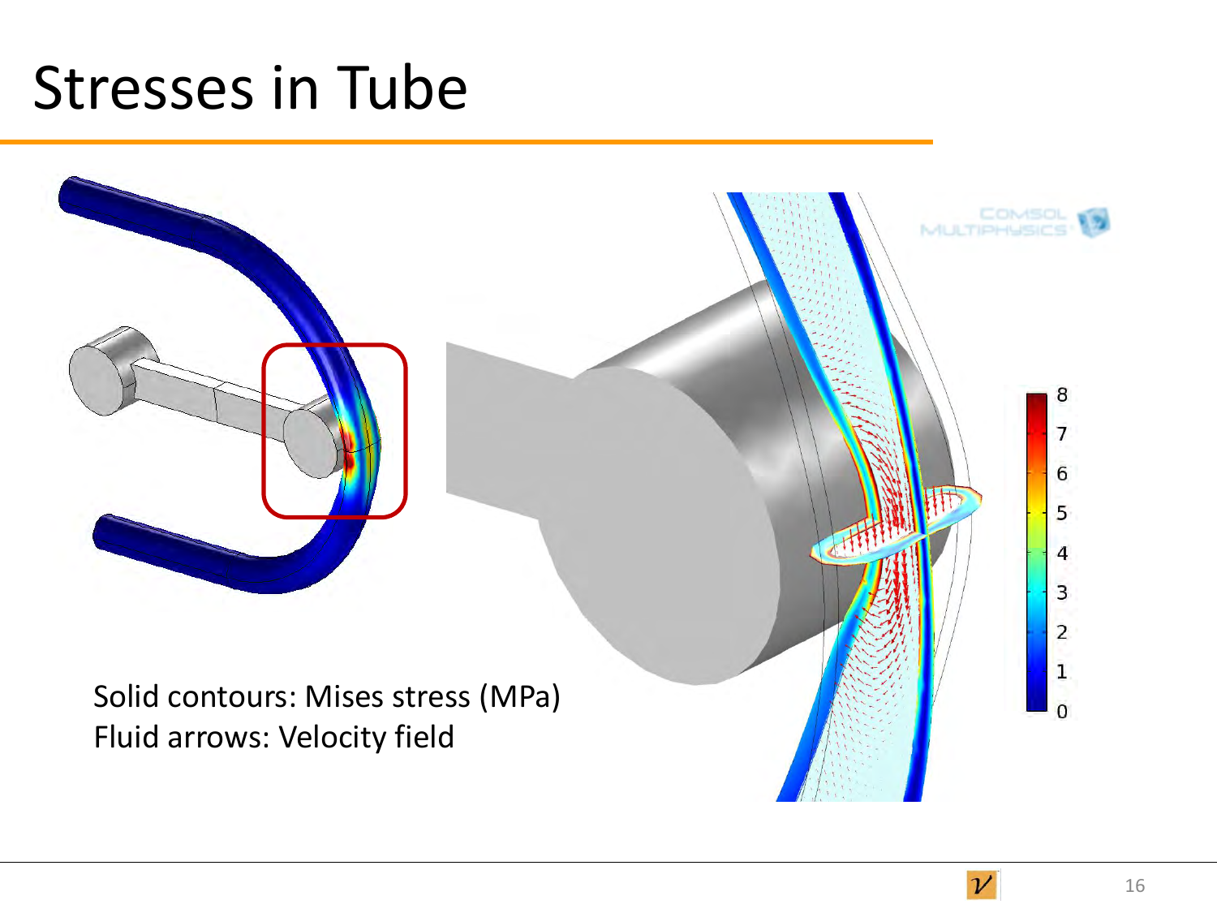# Stresses in Tube

Solid contours: Mises stress (MPa)
Fluid arrows: Velocity field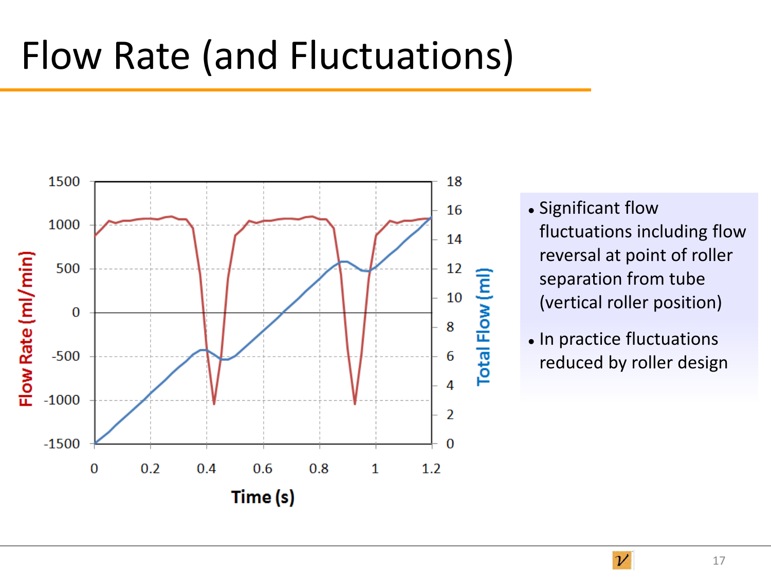# Flow Rate (and Fluctuations)

1500
1000
500
0
-500
-1000
-1500

Flow Rate (ml/min)

18
16
14
12
10
8
6
4
2
0

Total Flow (ml)

0
0.2
0.4
0.6
0.8
1
1.2

Time (s)

- Significant flow fluctuations including flow reversal at point of roller separation from tube (vertical roller position)
- In practice fluctuations reduced by roller design